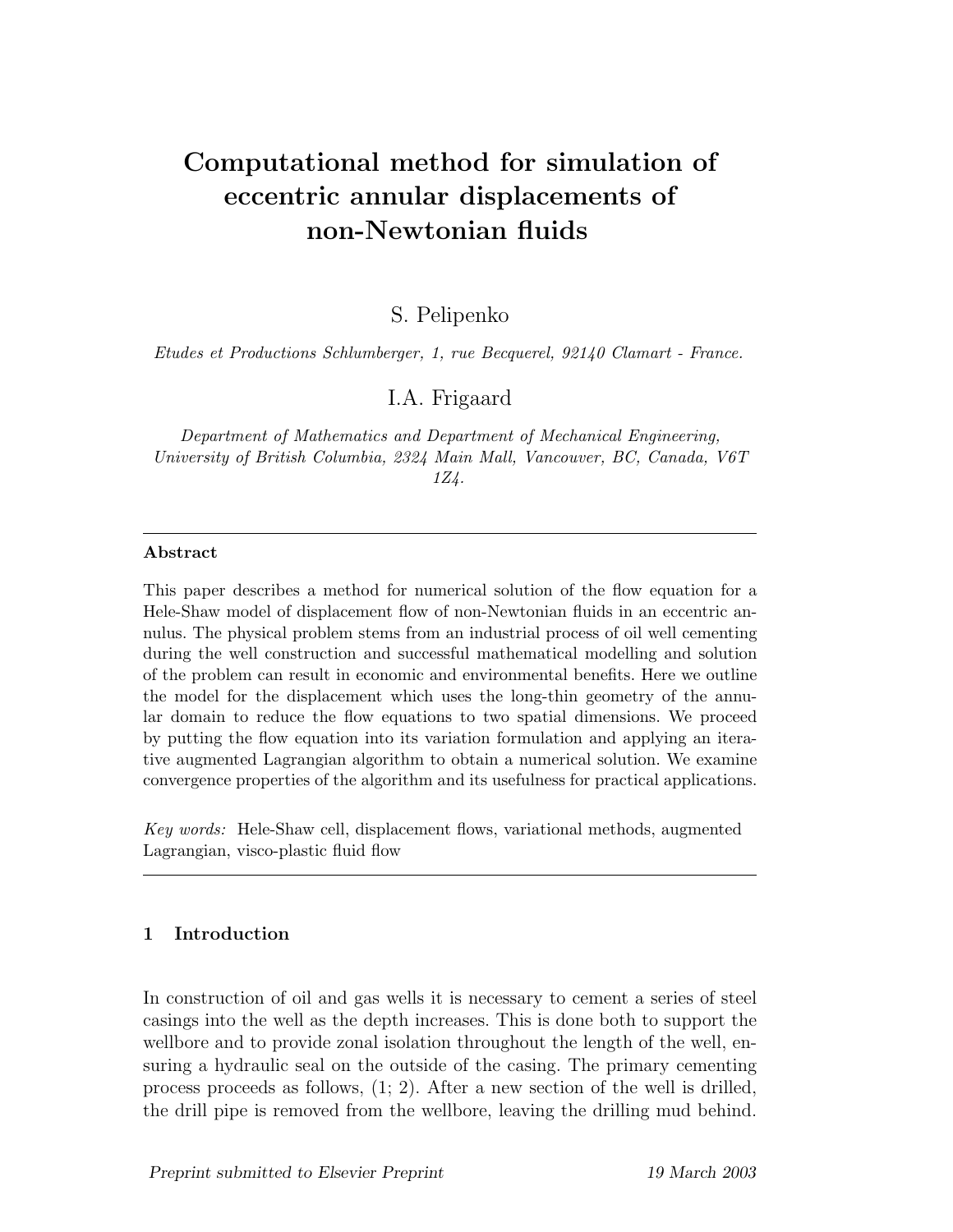# Computational method for simulation of eccentric annular displacements of non-Newtonian fluids

S. Pelipenko

*Etudes et Productions Schlumberger, 1, rue Becquerel, 92140 Clamart - France.*

I.A. Frigaard

*Department of Mathematics and Department of Mechanical Engineering, University of British Columbia, 2324 Main Mall, Vancouver, BC, Canada, V6T 1Z4.*

---

**Abstract**

This paper describes a method for numerical solution of the flow equation for a Hele-Shaw model of displacement flow of non-Newtonian fluids in an eccentric annulus. The physical problem stems from an industrial process of oil well cementing during the well construction and successful mathematical modelling and solution of the problem can result in economic and environmental benefits. Here we outline the model for the displacement which uses the long-thin geometry of the annular domain to reduce the flow equations to two spatial dimensions. We proceed by putting the flow equation into its variation formulation and applying an iterative augmented Lagrangian algorithm to obtain a numerical solution. We examine convergence properties of the algorithm and its usefulness for practical applications.

*Key words:* Hele-Shaw cell, displacement flows, variational methods, augmented Lagrangian, visco-plastic fluid flow

---

## 1 Introduction

In construction of oil and gas wells it is necessary to cement a series of steel casings into the well as the depth increases. This is done both to support the wellbore and to provide zonal isolation throughout the length of the well, ensuring a hydraulic seal on the outside of the casing. The primary cementing process proceeds as follows, (1; 2). After a new section of the well is drilled, the drill pipe is removed from the wellbore, leaving the drilling mud behind.

*Preprint submitted to Elsevier Preprint* 19 March 2003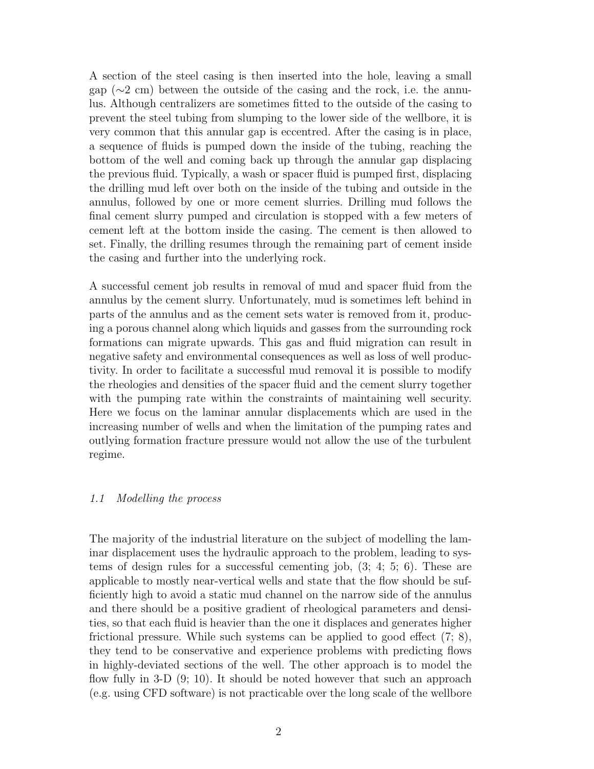A section of the steel casing is then inserted into the hole, leaving a small gap (∼2 cm) between the outside of the casing and the rock, i.e. the annulus. Although centralizers are sometimes fitted to the outside of the casing to prevent the steel tubing from slumping to the lower side of the wellbore, it is very common that this annular gap is eccentred. After the casing is in place, a sequence of fluids is pumped down the inside of the tubing, reaching the bottom of the well and coming back up through the annular gap displacing the previous fluid. Typically, a wash or spacer fluid is pumped first, displacing the drilling mud left over both on the inside of the tubing and outside in the annulus, followed by one or more cement slurries. Drilling mud follows the final cement slurry pumped and circulation is stopped with a few meters of cement left at the bottom inside the casing. The cement is then allowed to set. Finally, the drilling resumes through the remaining part of cement inside the casing and further into the underlying rock.

A successful cement job results in removal of mud and spacer fluid from the annulus by the cement slurry. Unfortunately, mud is sometimes left behind in parts of the annulus and as the cement sets water is removed from it, producing a porous channel along which liquids and gasses from the surrounding rock formations can migrate upwards. This gas and fluid migration can result in negative safety and environmental consequences as well as loss of well productivity. In order to facilitate a successful mud removal it is possible to modify the rheologies and densities of the spacer fluid and the cement slurry together with the pumping rate within the constraints of maintaining well security. Here we focus on the laminar annular displacements which are used in the increasing number of wells and when the limitation of the pumping rates and outlying formation fracture pressure would not allow the use of the turbulent regime.

### *1.1 Modelling the process*

The majority of the industrial literature on the subject of modelling the laminar displacement uses the hydraulic approach to the problem, leading to systems of design rules for a successful cementing job, (3; 4; 5; 6). These are applicable to mostly near-vertical wells and state that the flow should be sufficiently high to avoid a static mud channel on the narrow side of the annulus and there should be a positive gradient of rheological parameters and densities, so that each fluid is heavier than the one it displaces and generates higher frictional pressure. While such systems can be applied to good effect (7; 8), they tend to be conservative and experience problems with predicting flows in highly-deviated sections of the well. The other approach is to model the flow fully in 3-D (9; 10). It should be noted however that such an approach (e.g. using CFD software) is not practicable over the long scale of the wellbore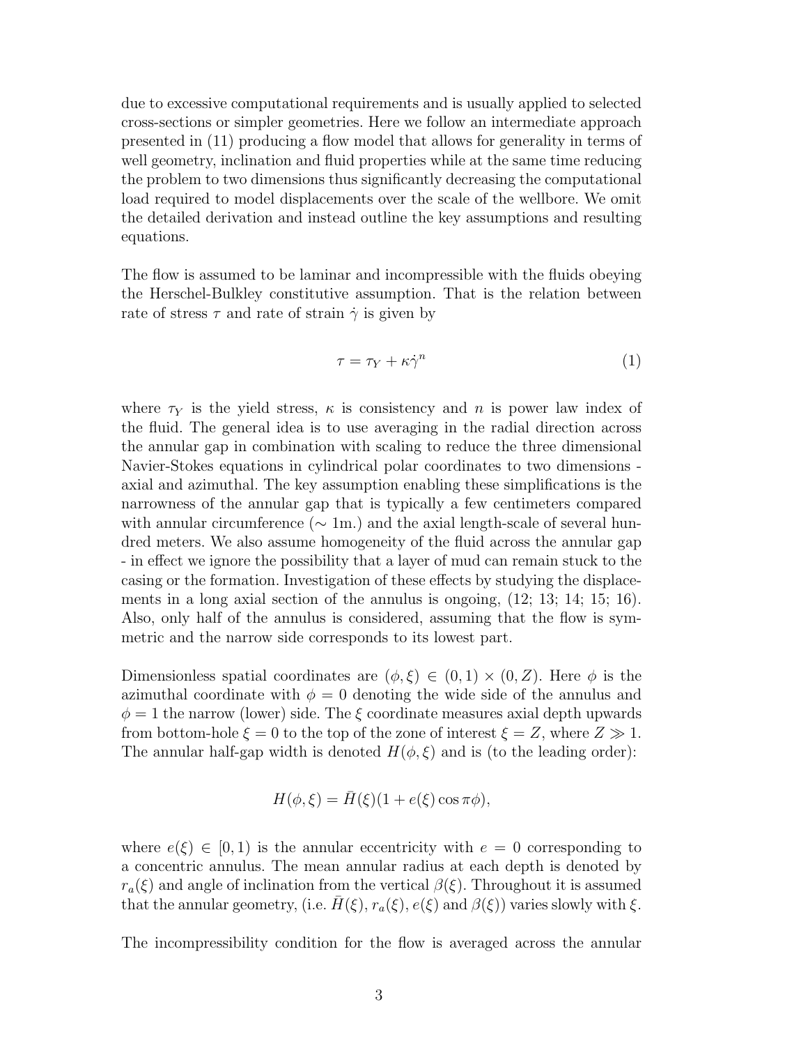due to excessive computational requirements and is usually applied to selected cross-sections or simpler geometries. Here we follow an intermediate approach presented in (11) producing a flow model that allows for generality in terms of well geometry, inclination and fluid properties while at the same time reducing the problem to two dimensions thus significantly decreasing the computational load required to model displacements over the scale of the wellbore. We omit the detailed derivation and instead outline the key assumptions and resulting equations.

The flow is assumed to be laminar and incompressible with the fluids obeying the Herschel-Bulkley constitutive assumption. That is the relation between rate of stress $\tau$ and rate of strain $\dot{\gamma}$ is given by

$$\tau = \tau_Y + \kappa \dot{\gamma}^n \tag{1}$$

where $\tau_Y$ is the yield stress, $\kappa$ is consistency and $n$ is power law index of the fluid. The general idea is to use averaging in the radial direction across the annular gap in combination with scaling to reduce the three dimensional Navier-Stokes equations in cylindrical polar coordinates to two dimensions - axial and azimuthal. The key assumption enabling these simplifications is the narrowness of the annular gap that is typically a few centimeters compared with annular circumference ($\sim$ 1m.) and the axial length-scale of several hundred meters. We also assume homogeneity of the fluid across the annular gap - in effect we ignore the possibility that a layer of mud can remain stuck to the casing or the formation. Investigation of these effects by studying the displacements in a long axial section of the annulus is ongoing, (12; 13; 14; 15; 16). Also, only half of the annulus is considered, assuming that the flow is symmetric and the narrow side corresponds to its lowest part.

Dimensionless spatial coordinates are $(\phi, \xi) \in (0, 1) \times (0, Z)$. Here $\phi$ is the azimuthal coordinate with $\phi = 0$ denoting the wide side of the annulus and $\phi = 1$ the narrow (lower) side. The $\xi$ coordinate measures axial depth upwards from bottom-hole $\xi = 0$ to the top of the zone of interest $\xi = Z$, where $Z \gg 1$. The annular half-gap width is denoted $H(\phi, \xi)$ and is (to the leading order):

$$H(\phi, \xi) = \bar{H}(\xi)(1 + e(\xi) \cos \pi\phi),$$

where $e(\xi) \in [0, 1)$ is the annular eccentricity with $e = 0$ corresponding to a concentric annulus. The mean annular radius at each depth is denoted by $r_a(\xi)$ and angle of inclination from the vertical $\beta(\xi)$. Throughout it is assumed that the annular geometry, (i.e. $\bar{H}(\xi)$, $r_a(\xi)$, $e(\xi)$ and $\beta(\xi)$) varies slowly with $\xi$.

The incompressibility condition for the flow is averaged across the annular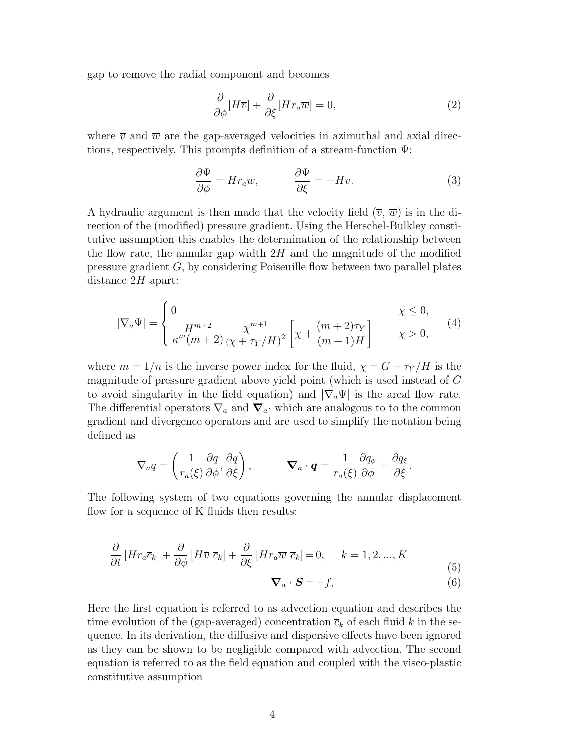gap to remove the radial component and becomes

$$\frac{\partial}{\partial \phi}[H\overline{v}] + \frac{\partial}{\partial \xi}[H r_a \overline{w}] = 0, \tag{2}$$

where $\overline{v}$ and $\overline{w}$ are the gap-averaged velocities in azimuthal and axial directions, respectively. This prompts definition of a stream-function $\Psi$:

$$\frac{\partial \Psi}{\partial \phi} = H r_a \overline{w}, \qquad \frac{\partial \Psi}{\partial \xi} = -H\overline{v}. \tag{3}$$

A hydraulic argument is then made that the velocity field ($\overline{v}$, $\overline{w}$) is in the direction of the (modified) pressure gradient. Using the Herschel-Bulkley constitutive assumption this enables the determination of the relationship between the flow rate, the annular gap width $2H$ and the magnitude of the modified pressure gradient $G$, by considering Poiseuille flow between two parallel plates distance $2H$ apart:

$$|\nabla_a \Psi| = \begin{cases} 0 & \chi \leq 0, \\ \dfrac{H^{m+2}}{\kappa^m (m+2)} \dfrac{\chi^{m+1}}{(\chi + \tau_Y/H)^2} \left[ \chi + \dfrac{(m+2)\tau_Y}{(m+1)H} \right] & \chi > 0, \end{cases} \tag{4}$$

where $m = 1/n$ is the inverse power index for the fluid, $\chi = G - \tau_Y/H$ is the magnitude of pressure gradient above yield point (which is used instead of $G$ to avoid singularity in the field equation) and $|\nabla_a \Psi|$ is the areal flow rate. The differential operators $\nabla_a$ and $\boldsymbol{\nabla}_a \cdot$ which are analogous to to the common gradient and divergence operators and are used to simplify the notation being defined as

$$\nabla_a q = \left( \frac{1}{r_a(\xi)} \frac{\partial q}{\partial \phi}, \frac{\partial q}{\partial \xi} \right), \qquad \boldsymbol{\nabla}_a \cdot \boldsymbol{q} = \frac{1}{r_a(\xi)} \frac{\partial q_\phi}{\partial \phi} + \frac{\partial q_\xi}{\partial \xi}.$$

The following system of two equations governing the annular displacement flow for a sequence of K fluids then results:

$$\frac{\partial}{\partial t}\left[H r_a \overline{c}_k\right] + \frac{\partial}{\partial \phi}\left[H\overline{v}\ \overline{c}_k\right] + \frac{\partial}{\partial \xi}\left[H r_a \overline{w}\ \overline{c}_k\right] = 0, \quad k = 1, 2, ..., K \tag{5}$$

$$\boldsymbol{\nabla}_a \cdot \boldsymbol{S} = -f, \tag{6}$$

Here the first equation is referred to as advection equation and describes the time evolution of the (gap-averaged) concentration $\overline{c}_k$ of each fluid $k$ in the sequence. In its derivation, the diffusive and dispersive effects have been ignored as they can be shown to be negligible compared with advection. The second equation is referred to as the field equation and coupled with the visco-plastic constitutive assumption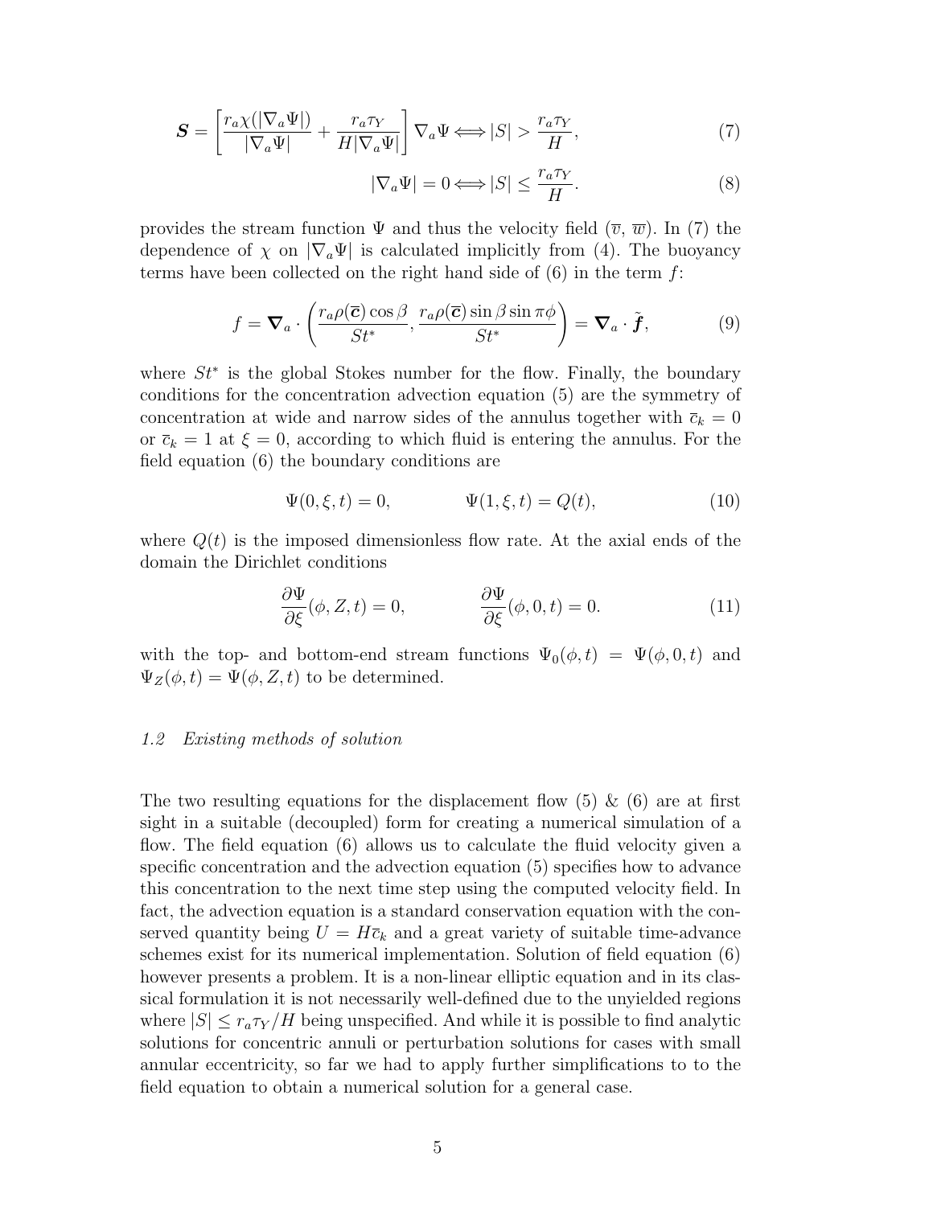$$\boldsymbol{S} = \left[\frac{r_a \chi(|\nabla_a \Psi|)}{|\nabla_a \Psi|} + \frac{r_a \tau_Y}{H|\nabla_a \Psi|}\right] \nabla_a \Psi \Longleftrightarrow |S| > \frac{r_a \tau_Y}{H}, \tag{7}$$

$$|\nabla_a \Psi| = 0 \Longleftrightarrow |S| \leq \frac{r_a \tau_Y}{H}. \tag{8}$$

provides the stream function $\Psi$ and thus the velocity field ($\overline{v}$, $\overline{w}$). In (7) the dependence of $\chi$ on $|\nabla_a \Psi|$ is calculated implicitly from (4). The buoyancy terms have been collected on the right hand side of (6) in the term $f$:

$$f = \boldsymbol{\nabla}_a \cdot \left(\frac{r_a \rho(\overline{\boldsymbol{c}}) \cos \beta}{St^*}, \frac{r_a \rho(\overline{\boldsymbol{c}}) \sin \beta \sin \pi \phi}{St^*}\right) = \boldsymbol{\nabla}_a \cdot \tilde{\boldsymbol{f}}, \tag{9}$$

where $St^*$ is the global Stokes number for the flow. Finally, the boundary conditions for the concentration advection equation (5) are the symmetry of concentration at wide and narrow sides of the annulus together with $\overline{c}_k = 0$ or $\overline{c}_k = 1$ at $\xi = 0$, according to which fluid is entering the annulus. For the field equation (6) the boundary conditions are

$$\Psi(0, \xi, t) = 0, \qquad\qquad \Psi(1, \xi, t) = Q(t), \tag{10}$$

where $Q(t)$ is the imposed dimensionless flow rate. At the axial ends of the domain the Dirichlet conditions

$$\frac{\partial \Psi}{\partial \xi}(\phi, Z, t) = 0, \qquad\qquad \frac{\partial \Psi}{\partial \xi}(\phi, 0, t) = 0. \tag{11}$$

with the top- and bottom-end stream functions $\Psi_0(\phi, t) = \Psi(\phi, 0, t)$ and $\Psi_Z(\phi, t) = \Psi(\phi, Z, t)$ to be determined.

### *1.2 Existing methods of solution*

The two resulting equations for the displacement flow (5) & (6) are at first sight in a suitable (decoupled) form for creating a numerical simulation of a flow. The field equation (6) allows us to calculate the fluid velocity given a specific concentration and the advection equation (5) specifies how to advance this concentration to the next time step using the computed velocity field. In fact, the advection equation is a standard conservation equation with the conserved quantity being $U = H\overline{c}_k$ and a great variety of suitable time-advance schemes exist for its numerical implementation. Solution of field equation (6) however presents a problem. It is a non-linear elliptic equation and in its classical formulation it is not necessarily well-defined due to the unyielded regions where $|S| \leq r_a \tau_Y / H$ being unspecified. And while it is possible to find analytic solutions for concentric annuli or perturbation solutions for cases with small annular eccentricity, so far we had to apply further simplifications to to the field equation to obtain a numerical solution for a general case.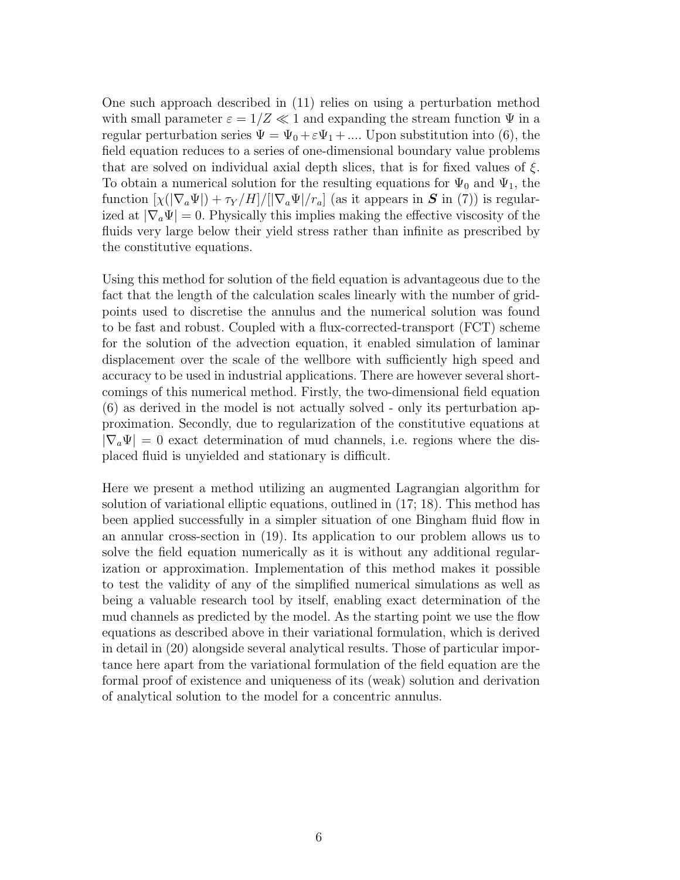One such approach described in (11) relies on using a perturbation method with small parameter $\varepsilon = 1/Z \ll 1$ and expanding the stream function $\Psi$ in a regular perturbation series $\Psi = \Psi_0 + \varepsilon\Psi_1 + ....$ Upon substitution into (6), the field equation reduces to a series of one-dimensional boundary value problems that are solved on individual axial depth slices, that is for fixed values of $\xi$. To obtain a numerical solution for the resulting equations for $\Psi_0$ and $\Psi_1$, the function $[\chi(|\nabla_a\Psi|) + \tau_Y/H]/[|\nabla_a\Psi|/r_a]$ (as it appears in $\boldsymbol{S}$ in (7)) is regularized at $|\nabla_a\Psi| = 0$. Physically this implies making the effective viscosity of the fluids very large below their yield stress rather than infinite as prescribed by the constitutive equations.

Using this method for solution of the field equation is advantageous due to the fact that the length of the calculation scales linearly with the number of gridpoints used to discretise the annulus and the numerical solution was found to be fast and robust. Coupled with a flux-corrected-transport (FCT) scheme for the solution of the advection equation, it enabled simulation of laminar displacement over the scale of the wellbore with sufficiently high speed and accuracy to be used in industrial applications. There are however several shortcomings of this numerical method. Firstly, the two-dimensional field equation (6) as derived in the model is not actually solved - only its perturbation approximation. Secondly, due to regularization of the constitutive equations at $|\nabla_a\Psi| = 0$ exact determination of mud channels, i.e. regions where the displaced fluid is unyielded and stationary is difficult.

Here we present a method utilizing an augmented Lagrangian algorithm for solution of variational elliptic equations, outlined in (17; 18). This method has been applied successfully in a simpler situation of one Bingham fluid flow in an annular cross-section in (19). Its application to our problem allows us to solve the field equation numerically as it is without any additional regularization or approximation. Implementation of this method makes it possible to test the validity of any of the simplified numerical simulations as well as being a valuable research tool by itself, enabling exact determination of the mud channels as predicted by the model. As the starting point we use the flow equations as described above in their variational formulation, which is derived in detail in (20) alongside several analytical results. Those of particular importance here apart from the variational formulation of the field equation are the formal proof of existence and uniqueness of its (weak) solution and derivation of analytical solution to the model for a concentric annulus.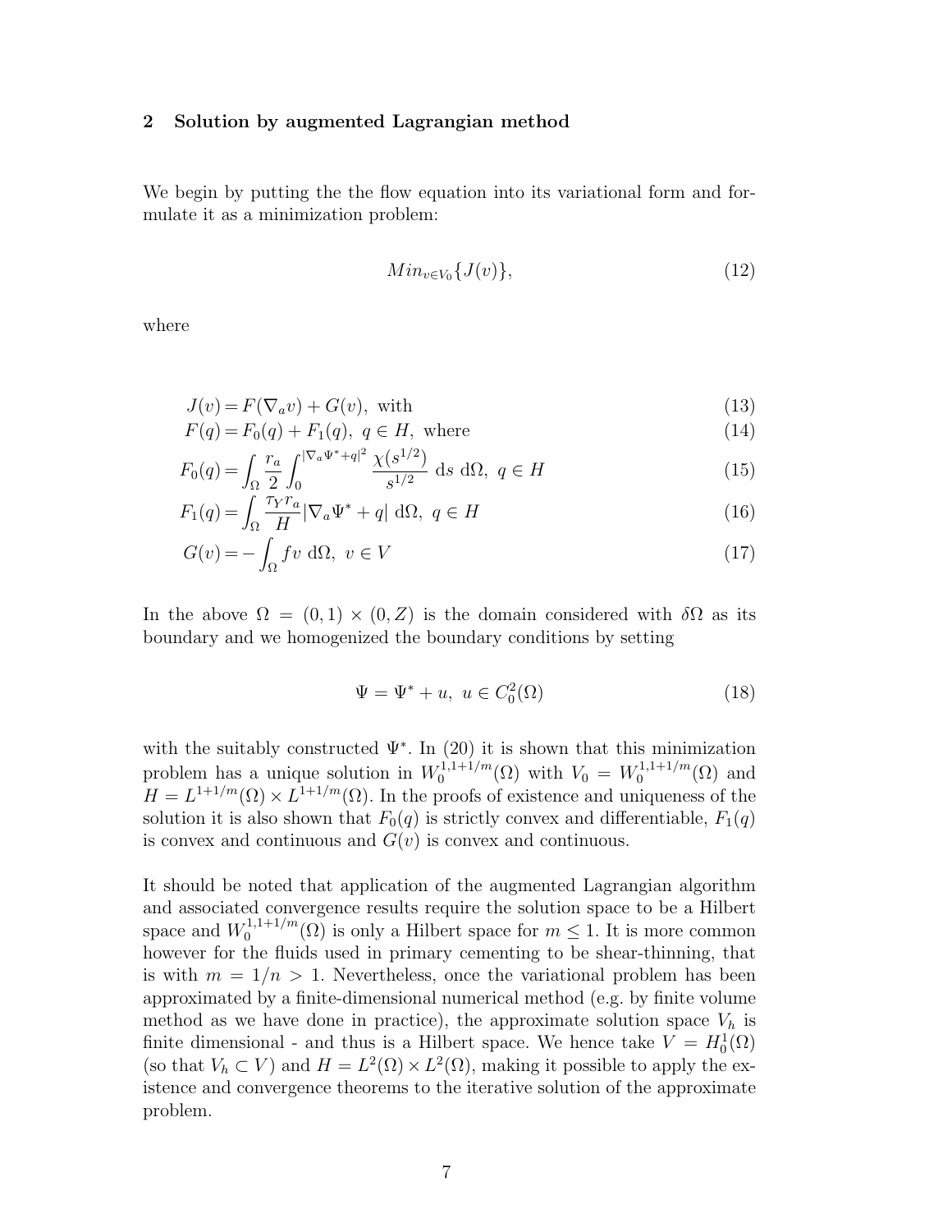## 2 Solution by augmented Lagrangian method

We begin by putting the the flow equation into its variational form and formulate it as a minimization problem:

$$Min_{v \in V_0}\{J(v)\}, \tag{12}$$

where

$$J(v) = F(\nabla_a v) + G(v), \text{ with} \tag{13}$$

$$F(q) = F_0(q) + F_1(q), \ q \in H, \text{ where} \tag{14}$$

$$F_0(q) = \int_\Omega \frac{r_a}{2} \int_0^{|\nabla_a \Psi^* + q|^2} \frac{\chi(s^{1/2})}{s^{1/2}} \, \mathrm{d}s \, \mathrm{d}\Omega, \ q \in H \tag{15}$$

$$F_1(q) = \int_\Omega \frac{\tau_Y r_a}{H} |\nabla_a \Psi^* + q| \, \mathrm{d}\Omega, \ q \in H \tag{16}$$

$$G(v) = -\int_\Omega f v \, \mathrm{d}\Omega, \ v \in V \tag{17}$$

In the above $\Omega = (0,1) \times (0, Z)$ is the domain considered with $\delta\Omega$ as its boundary and we homogenized the boundary conditions by setting

$$\Psi = \Psi^* + u, \ u \in C_0^2(\Omega) \tag{18}$$

with the suitably constructed $\Psi^*$. In (20) it is shown that this minimization problem has a unique solution in $W_0^{1,1+1/m}(\Omega)$ with $V_0 = W_0^{1,1+1/m}(\Omega)$ and $H = L^{1+1/m}(\Omega) \times L^{1+1/m}(\Omega)$. In the proofs of existence and uniqueness of the solution it is also shown that $F_0(q)$ is strictly convex and differentiable, $F_1(q)$ is convex and continuous and $G(v)$ is convex and continuous.

It should be noted that application of the augmented Lagrangian algorithm and associated convergence results require the solution space to be a Hilbert space and $W_0^{1,1+1/m}(\Omega)$ is only a Hilbert space for $m \leq 1$. It is more common however for the fluids used in primary cementing to be shear-thinning, that is with $m = 1/n > 1$. Nevertheless, once the variational problem has been approximated by a finite-dimensional numerical method (e.g. by finite volume method as we have done in practice), the approximate solution space $V_h$ is finite dimensional - and thus is a Hilbert space. We hence take $V = H_0^1(\Omega)$ (so that $V_h \subset V$) and $H = L^2(\Omega) \times L^2(\Omega)$, making it possible to apply the existence and convergence theorems to the iterative solution of the approximate problem.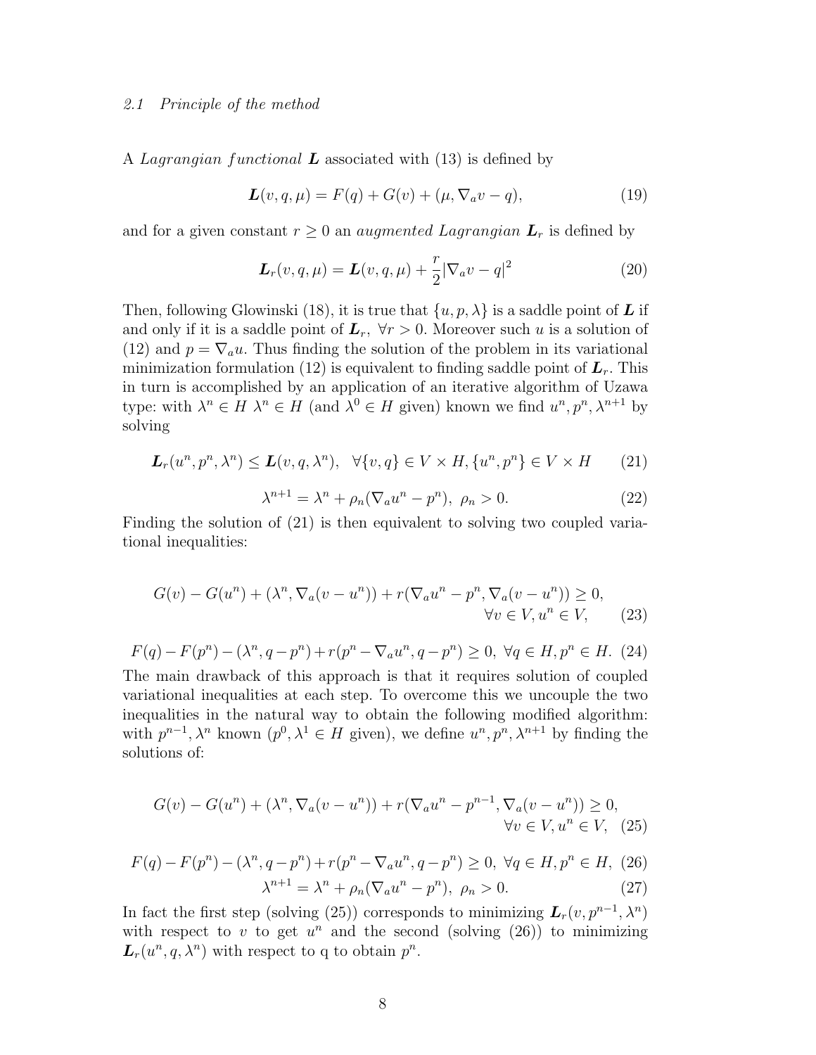### *2.1 Principle of the method*

A *Lagrangian functional* $\boldsymbol{L}$ associated with (13) is defined by

$$\boldsymbol{L}(v, q, \mu) = F(q) + G(v) + (\mu, \nabla_a v - q), \tag{19}$$

and for a given constant $r \geq 0$ an *augmented Lagrangian* $\boldsymbol{L}_r$ is defined by

$$\boldsymbol{L}_r(v, q, \mu) = \boldsymbol{L}(v, q, \mu) + \frac{r}{2}|\nabla_a v - q|^2 \tag{20}$$

Then, following Glowinski (18), it is true that $\{u, p, \lambda\}$ is a saddle point of $\boldsymbol{L}$ if and only if it is a saddle point of $\boldsymbol{L}_r$, $\forall r > 0$. Moreover such $u$ is a solution of (12) and $p = \nabla_a u$. Thus finding the solution of the problem in its variational minimization formulation (12) is equivalent to finding saddle point of $\boldsymbol{L}_r$. This in turn is accomplished by an application of an iterative algorithm of Uzawa type: with $\lambda^n \in H$ $\lambda^n \in H$ (and $\lambda^0 \in H$ given) known we find $u^n, p^n, \lambda^{n+1}$ by solving

$$\boldsymbol{L}_r(u^n, p^n, \lambda^n) \leq \boldsymbol{L}(v, q, \lambda^n), \quad \forall \{v, q\} \in V \times H, \{u^n, p^n\} \in V \times H \tag{21}$$

$$\lambda^{n+1} = \lambda^n + \rho_n(\nabla_a u^n - p^n), \;\; \rho_n > 0. \tag{22}$$

Finding the solution of (21) is then equivalent to solving two coupled variational inequalities:

$$G(v) - G(u^n) + (\lambda^n, \nabla_a(v - u^n)) + r(\nabla_a u^n - p^n, \nabla_a(v - u^n)) \geq 0, \quad \forall v \in V, u^n \in V, \tag{23}$$

$$F(q) - F(p^n) - (\lambda^n, q - p^n) + r(p^n - \nabla_a u^n, q - p^n) \geq 0, \;\; \forall q \in H, p^n \in H. \tag{24}$$

The main drawback of this approach is that it requires solution of coupled variational inequalities at each step. To overcome this we uncouple the two inequalities in the natural way to obtain the following modified algorithm: with $p^{n-1}, \lambda^n$ known ($p^0, \lambda^1 \in H$ given), we define $u^n, p^n, \lambda^{n+1}$ by finding the solutions of:

$$G(v) - G(u^n) + (\lambda^n, \nabla_a(v - u^n)) + r(\nabla_a u^n - p^{n-1}, \nabla_a(v - u^n)) \geq 0, \quad \forall v \in V, u^n \in V, \tag{25}$$

$$F(q) - F(p^n) - (\lambda^n, q - p^n) + r(p^n - \nabla_a u^n, q - p^n) \geq 0, \;\; \forall q \in H, p^n \in H, \tag{26}$$

$$\lambda^{n+1} = \lambda^n + \rho_n(\nabla_a u^n - p^n), \;\; \rho_n > 0. \tag{27}$$

In fact the first step (solving (25)) corresponds to minimizing $\boldsymbol{L}_r(v, p^{n-1}, \lambda^n)$ with respect to $v$ to get $u^n$ and the second (solving (26)) to minimizing $\boldsymbol{L}_r(u^n, q, \lambda^n)$ with respect to q to obtain $p^n$.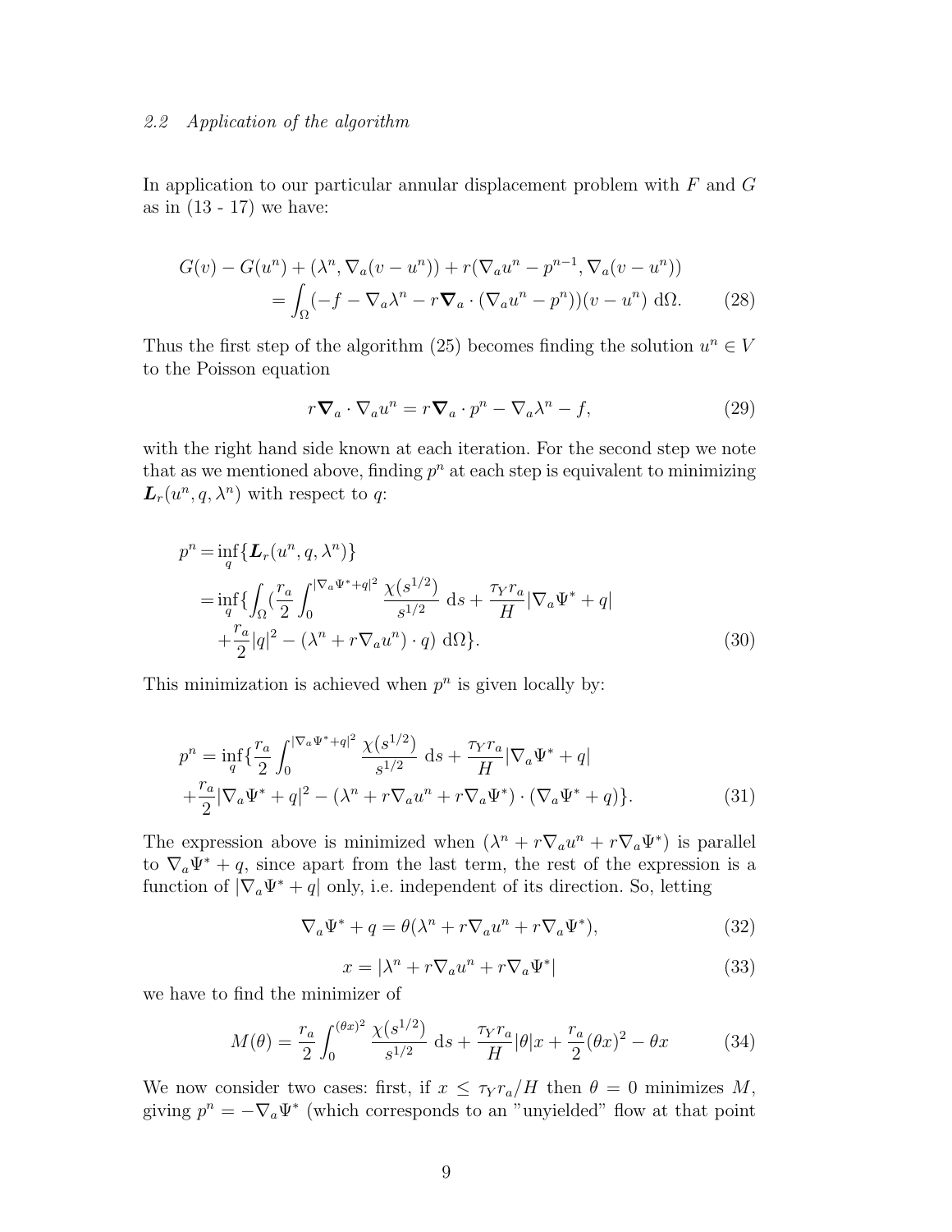### 2.2 Application of the algorithm

In application to our particular annular displacement problem with $F$ and $G$ as in (13 - 17) we have:

$$
\begin{aligned}
G(v) - G(u^n) + (\lambda^n, \nabla_a(v - u^n)) + r(\nabla_a u^n - p^{n-1}, \nabla_a(v - u^n)) \\
= \int_\Omega (-f - \nabla_a \lambda^n - r\boldsymbol{\nabla}_a \cdot (\nabla_a u^n - p^n))(v - u^n) \, \mathrm{d}\Omega. \qquad (28)
\end{aligned}
$$

Thus the first step of the algorithm (25) becomes finding the solution $u^n \in V$ to the Poisson equation

$$
r\boldsymbol{\nabla}_a \cdot \nabla_a u^n = r\boldsymbol{\nabla}_a \cdot p^n - \nabla_a \lambda^n - f, \qquad (29)
$$

with the right hand side known at each iteration. For the second step we note that as we mentioned above, finding $p^n$ at each step is equivalent to minimizing $\boldsymbol{L}_r(u^n, q, \lambda^n)$ with respect to $q$:

$$
\begin{aligned}
p^n = & \inf_q \{ \boldsymbol{L}_r(u^n, q, \lambda^n) \} \\
= & \inf_q \{ \int_\Omega ( \frac{r_a}{2} \int_0^{|\nabla_a \Psi^* + q|^2} \frac{\chi(s^{1/2})}{s^{1/2}} \, \mathrm{d}s + \frac{\tau_Y r_a}{H} |\nabla_a \Psi^* + q| \\
& + \frac{r_a}{2} |q|^2 - (\lambda^n + r\nabla_a u^n) \cdot q) \, \mathrm{d}\Omega \}. \qquad (30)
\end{aligned}
$$

This minimization is achieved when $p^n$ is given locally by:

$$
\begin{aligned}
p^n = & \inf_q \{ \frac{r_a}{2} \int_0^{|\nabla_a \Psi^* + q|^2} \frac{\chi(s^{1/2})}{s^{1/2}} \, \mathrm{d}s + \frac{\tau_Y r_a}{H} |\nabla_a \Psi^* + q| \\
& + \frac{r_a}{2} |\nabla_a \Psi^* + q|^2 - (\lambda^n + r\nabla_a u^n + r\nabla_a \Psi^*) \cdot (\nabla_a \Psi^* + q) \}. \qquad (31)
\end{aligned}
$$

The expression above is minimized when $(\lambda^n + r\nabla_a u^n + r\nabla_a \Psi^*)$ is parallel to $\nabla_a \Psi^* + q$, since apart from the last term, the rest of the expression is a function of $|\nabla_a \Psi^* + q|$ only, i.e. independent of its direction. So, letting

$$
\nabla_a \Psi^* + q = \theta(\lambda^n + r\nabla_a u^n + r\nabla_a \Psi^*), \qquad (32)
$$

$$
x = |\lambda^n + r\nabla_a u^n + r\nabla_a \Psi^*| \qquad (33)
$$

we have to find the minimizer of

$$
M(\theta) = \frac{r_a}{2} \int_0^{(\theta x)^2} \frac{\chi(s^{1/2})}{s^{1/2}} \, \mathrm{d}s + \frac{\tau_Y r_a}{H} |\theta| x + \frac{r_a}{2} (\theta x)^2 - \theta x \qquad (34)
$$

We now consider two cases: first, if $x \leq \tau_Y r_a / H$ then $\theta = 0$ minimizes $M$, giving $p^n = -\nabla_a \Psi^*$ (which corresponds to an "unyielded" flow at that point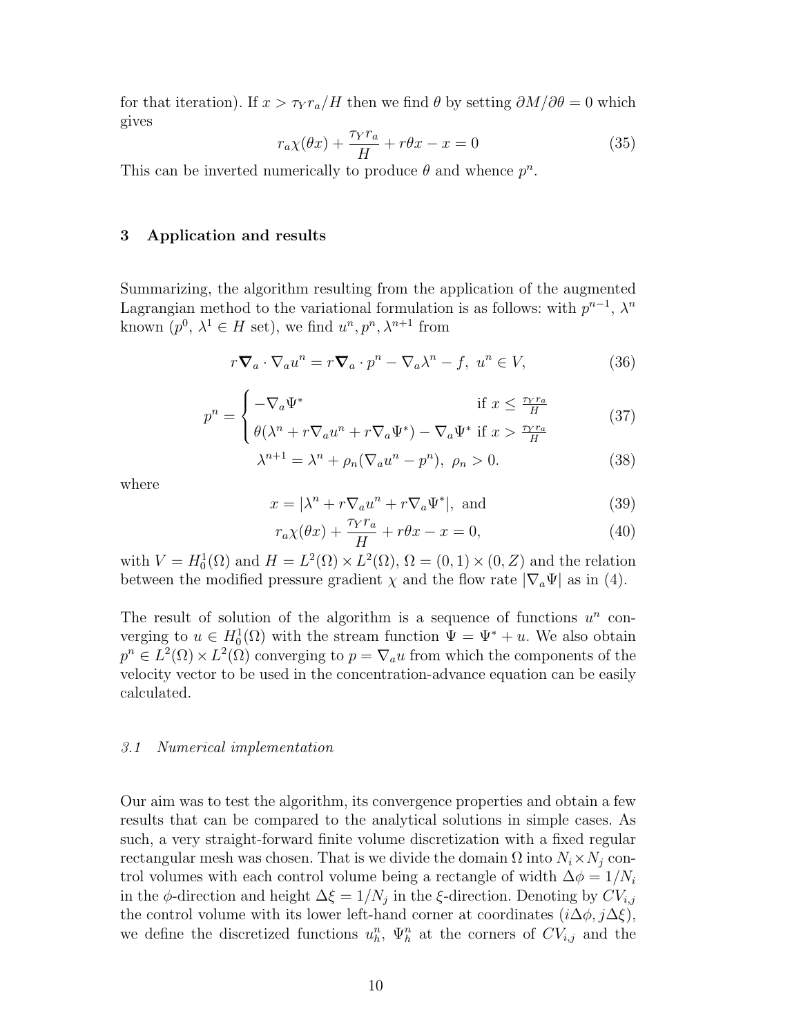for that iteration). If $x > \tau_Y r_a/H$ then we find $\theta$ by setting $\partial M/\partial\theta = 0$ which gives

$$r_a\chi(\theta x) + \frac{\tau_Y r_a}{H} + r\theta x - x = 0 \tag{35}$$

This can be inverted numerically to produce $\theta$ and whence $p^n$.

## 3 Application and results

Summarizing, the algorithm resulting from the application of the augmented Lagrangian method to the variational formulation is as follows: with $p^{n-1}$, $\lambda^n$ known ($p^0$, $\lambda^1 \in H$ set), we find $u^n, p^n, \lambda^{n+1}$ from

$$r\boldsymbol{\nabla}_a \cdot \nabla_a u^n = r\boldsymbol{\nabla}_a \cdot p^n - \nabla_a \lambda^n - f,\ u^n \in V, \tag{36}$$

$$p^n = \begin{cases} -\nabla_a \Psi^* & \text{if } x \leq \frac{\tau_Y r_a}{H} \\ \theta(\lambda^n + r\nabla_a u^n + r\nabla_a \Psi^*) - \nabla_a \Psi^* & \text{if } x > \frac{\tau_Y r_a}{H} \end{cases} \tag{37}$$

$$\lambda^{n+1} = \lambda^n + \rho_n(\nabla_a u^n - p^n),\ \rho_n > 0. \tag{38}$$

where

$$x = |\lambda^n + r\nabla_a u^n + r\nabla_a \Psi^*|, \text{ and} \tag{39}$$

$$r_a\chi(\theta x) + \frac{\tau_Y r_a}{H} + r\theta x - x = 0, \tag{40}$$

with $V = H_0^1(\Omega)$ and $H = L^2(\Omega) \times L^2(\Omega)$, $\Omega = (0,1) \times (0, Z)$ and the relation between the modified pressure gradient $\chi$ and the flow rate $|\nabla_a \Psi|$ as in (4).

The result of solution of the algorithm is a sequence of functions $u^n$ converging to $u \in H_0^1(\Omega)$ with the stream function $\Psi = \Psi^* + u$. We also obtain $p^n \in L^2(\Omega) \times L^2(\Omega)$ converging to $p = \nabla_a u$ from which the components of the velocity vector to be used in the concentration-advance equation can be easily calculated.

### *3.1 Numerical implementation*

Our aim was to test the algorithm, its convergence properties and obtain a few results that can be compared to the analytical solutions in simple cases. As such, a very straight-forward finite volume discretization with a fixed regular rectangular mesh was chosen. That is we divide the domain $\Omega$ into $N_i \times N_j$ control volumes with each control volume being a rectangle of width $\Delta\phi = 1/N_i$ in the $\phi$-direction and height $\Delta\xi = 1/N_j$ in the $\xi$-direction. Denoting by $CV_{i,j}$ the control volume with its lower left-hand corner at coordinates $(i\Delta\phi, j\Delta\xi)$, we define the discretized functions $u_h^n$, $\Psi_h^n$ at the corners of $CV_{i,j}$ and the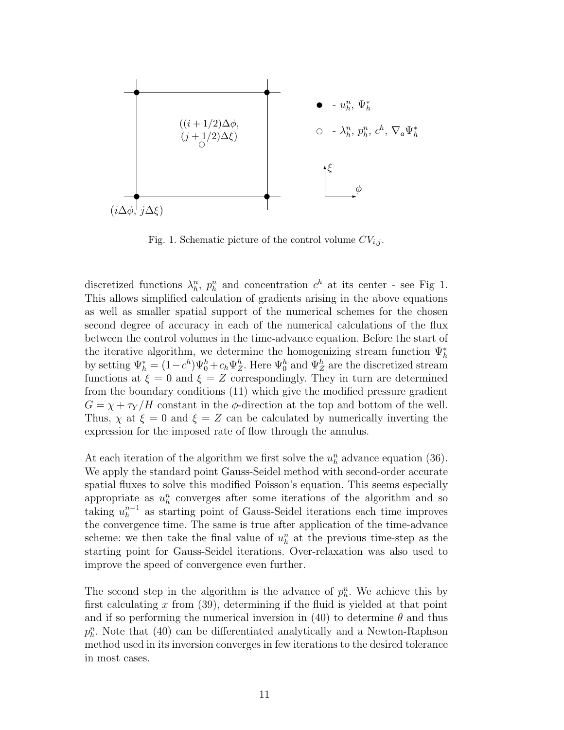Fig. 1. Schematic picture of the control volume $CV_{i,j}$.

discretized functions $\lambda_h^n$, $p_h^n$ and concentration $c^h$ at its center - see Fig 1. This allows simplified calculation of gradients arising in the above equations as well as smaller spatial support of the numerical schemes for the chosen second degree of accuracy in each of the numerical calculations of the flux between the control volumes in the time-advance equation. Before the start of the iterative algorithm, we determine the homogenizing stream function $\Psi_h^*$ by setting $\Psi_h^* = (1-c^h)\Psi_0^h + c_h \Psi_Z^h$. Here $\Psi_0^h$ and $\Psi_Z^h$ are the discretized stream functions at $\xi = 0$ and $\xi = Z$ correspondingly. They in turn are determined from the boundary conditions (11) which give the modified pressure gradient $G = \chi + \tau_Y/H$ constant in the $\phi$-direction at the top and bottom of the well. Thus, $\chi$ at $\xi = 0$ and $\xi = Z$ can be calculated by numerically inverting the expression for the imposed rate of flow through the annulus.

At each iteration of the algorithm we first solve the $u_h^n$ advance equation (36). We apply the standard point Gauss-Seidel method with second-order accurate spatial fluxes to solve this modified Poisson's equation. This seems especially appropriate as $u_h^n$ converges after some iterations of the algorithm and so taking $u_h^{n-1}$ as starting point of Gauss-Seidel iterations each time improves the convergence time. The same is true after application of the time-advance scheme: we then take the final value of $u_h^n$ at the previous time-step as the starting point for Gauss-Seidel iterations. Over-relaxation was also used to improve the speed of convergence even further.

The second step in the algorithm is the advance of $p_h^n$. We achieve this by first calculating $x$ from (39), determining if the fluid is yielded at that point and if so performing the numerical inversion in (40) to determine $\theta$ and thus $p_h^n$. Note that (40) can be differentiated analytically and a Newton-Raphson method used in its inversion converges in few iterations to the desired tolerance in most cases.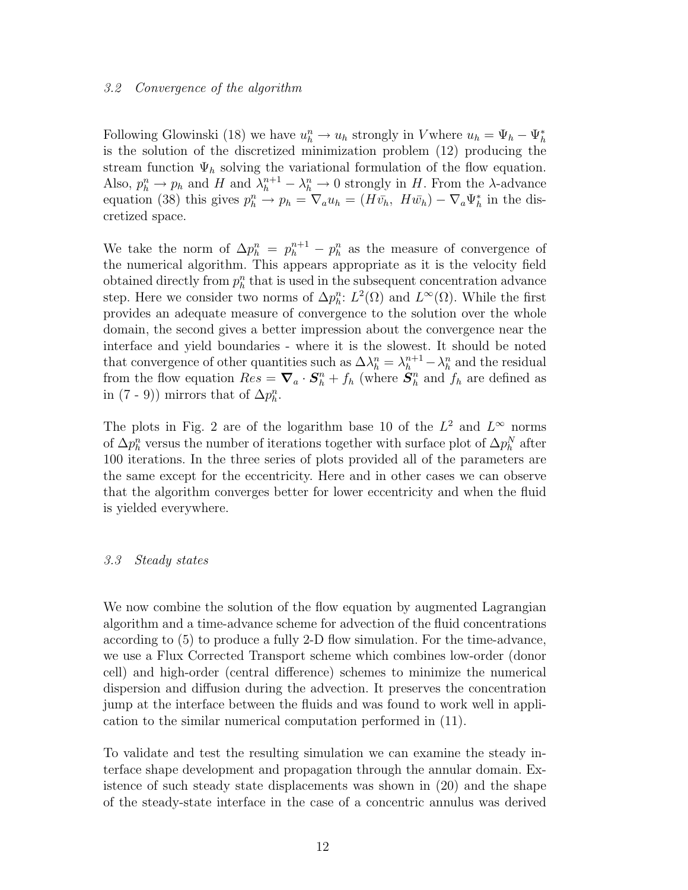### *3.2 Convergence of the algorithm*

Following Glowinski (18) we have $u_h^n \to u_h$ strongly in $V$where $u_h = \Psi_h - \Psi_h^*$ is the solution of the discretized minimization problem (12) producing the stream function $\Psi_h$ solving the variational formulation of the flow equation. Also, $p_h^n \to p_h$ and $H$ and $\lambda_h^{n+1} - \lambda_h^n \to 0$ strongly in $H$. From the $\lambda$-advance equation (38) this gives $p_h^n \to p_h = \nabla_a u_h = (H\bar{v}_h,\ H\bar{w}_h) - \nabla_a \Psi_h^*$ in the discretized space.

We take the norm of $\Delta p_h^n = p_h^{n+1} - p_h^n$ as the measure of convergence of the numerical algorithm. This appears appropriate as it is the velocity field obtained directly from $p_h^n$ that is used in the subsequent concentration advance step. Here we consider two norms of $\Delta p_h^n$: $L^2(\Omega)$ and $L^\infty(\Omega)$. While the first provides an adequate measure of convergence to the solution over the whole domain, the second gives a better impression about the convergence near the interface and yield boundaries - where it is the slowest. It should be noted that convergence of other quantities such as $\Delta\lambda_h^n = \lambda_h^{n+1} - \lambda_h^n$ and the residual from the flow equation $Res = \boldsymbol{\nabla}_a \cdot \boldsymbol{S}_h^n + f_h$ (where $\boldsymbol{S}_h^n$ and $f_h$ are defined as in (7 - 9)) mirrors that of $\Delta p_h^n$.

The plots in Fig. 2 are of the logarithm base 10 of the $L^2$ and $L^\infty$ norms of $\Delta p_h^n$ versus the number of iterations together with surface plot of $\Delta p_h^N$ after 100 iterations. In the three series of plots provided all of the parameters are the same except for the eccentricity. Here and in other cases we can observe that the algorithm converges better for lower eccentricity and when the fluid is yielded everywhere.

### *3.3 Steady states*

We now combine the solution of the flow equation by augmented Lagrangian algorithm and a time-advance scheme for advection of the fluid concentrations according to (5) to produce a fully 2-D flow simulation. For the time-advance, we use a Flux Corrected Transport scheme which combines low-order (donor cell) and high-order (central difference) schemes to minimize the numerical dispersion and diffusion during the advection. It preserves the concentration jump at the interface between the fluids and was found to work well in application to the similar numerical computation performed in (11).

To validate and test the resulting simulation we can examine the steady interface shape development and propagation through the annular domain. Existence of such steady state displacements was shown in (20) and the shape of the steady-state interface in the case of a concentric annulus was derived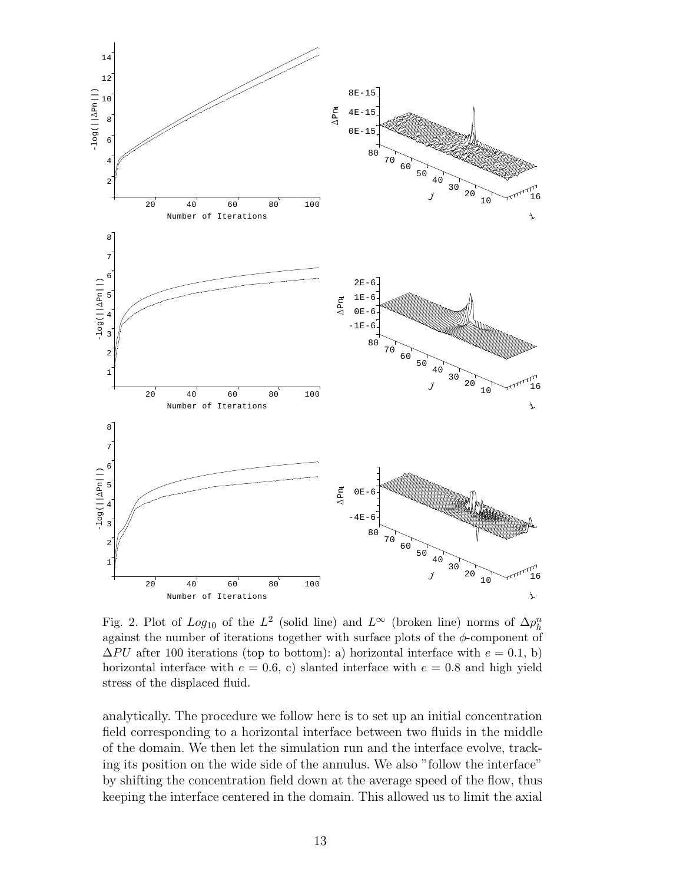Fig. 2. Plot of $Log_{10}$ of the $L^2$ (solid line) and $L^\infty$ (broken line) norms of $\Delta p_h^n$ against the number of iterations together with surface plots of the $\phi$-component of $\Delta PU$ after 100 iterations (top to bottom): a) horizontal interface with $e = 0.1$, b) horizontal interface with $e = 0.6$, c) slanted interface with $e = 0.8$ and high yield stress of the displaced fluid.

analytically. The procedure we follow here is to set up an initial concentration field corresponding to a horizontal interface between two fluids in the middle of the domain. We then let the simulation run and the interface evolve, tracking its position on the wide side of the annulus. We also "follow the interface" by shifting the concentration field down at the average speed of the flow, thus keeping the interface centered in the domain. This allowed us to limit the axial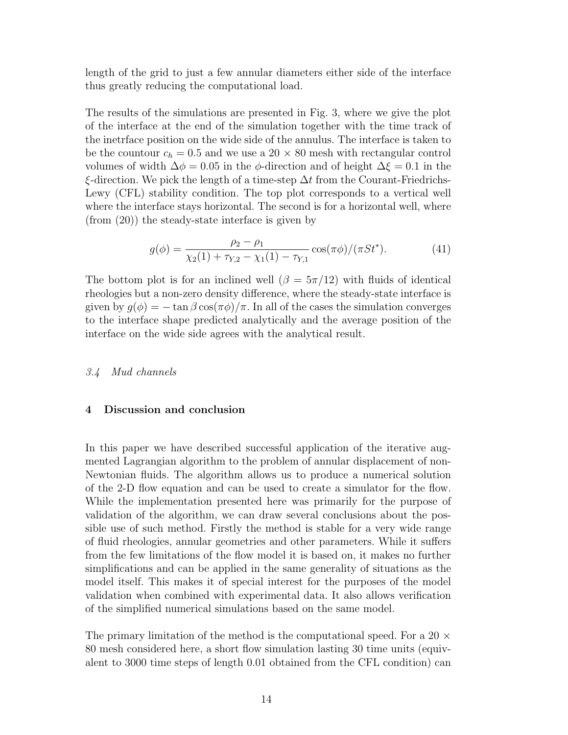length of the grid to just a few annular diameters either side of the interface thus greatly reducing the computational load.

The results of the simulations are presented in Fig. 3, where we give the plot of the interface at the end of the simulation together with the time track of the inetrface position on the wide side of the annulus. The interface is taken to be the countour $c_h = 0.5$ and we use a $20 \times 80$ mesh with rectangular control volumes of width $\Delta\phi = 0.05$ in the $\phi$-direction and of height $\Delta\xi = 0.1$ in the $\xi$-direction. We pick the length of a time-step $\Delta t$ from the Courant-Friedrichs-Lewy (CFL) stability condition. The top plot corresponds to a vertical well where the interface stays horizontal. The second is for a horizontal well, where (from (20)) the steady-state interface is given by

$$g(\phi) = \frac{\rho_2 - \rho_1}{\chi_2(1) + \tau_{Y,2} - \chi_1(1) - \tau_{Y,1}} \cos(\pi\phi)/(\pi St^*). \tag{41}$$

The bottom plot is for an inclined well ($\beta = 5\pi/12$) with fluids of identical rheologies but a non-zero density difference, where the steady-state interface is given by $g(\phi) = -\tan\beta\cos(\pi\phi)/\pi$. In all of the cases the simulation converges to the interface shape predicted analytically and the average position of the interface on the wide side agrees with the analytical result.

### *3.4 Mud channels*

## 4 Discussion and conclusion

In this paper we have described successful application of the iterative augmented Lagrangian algorithm to the problem of annular displacement of non-Newtonian fluids. The algorithm allows us to produce a numerical solution of the 2-D flow equation and can be used to create a simulator for the flow. While the implementation presented here was primarily for the purpose of validation of the algorithm, we can draw several conclusions about the possible use of such method. Firstly the method is stable for a very wide range of fluid rheologies, annular geometries and other parameters. While it suffers from the few limitations of the flow model it is based on, it makes no further simplifications and can be applied in the same generality of situations as the model itself. This makes it of special interest for the purposes of the model validation when combined with experimental data. It also allows verification of the simplified numerical simulations based on the same model.

The primary limitation of the method is the computational speed. For a $20 \times 80$ mesh considered here, a short flow simulation lasting 30 time units (equivalent to 3000 time steps of length 0.01 obtained from the CFL condition) can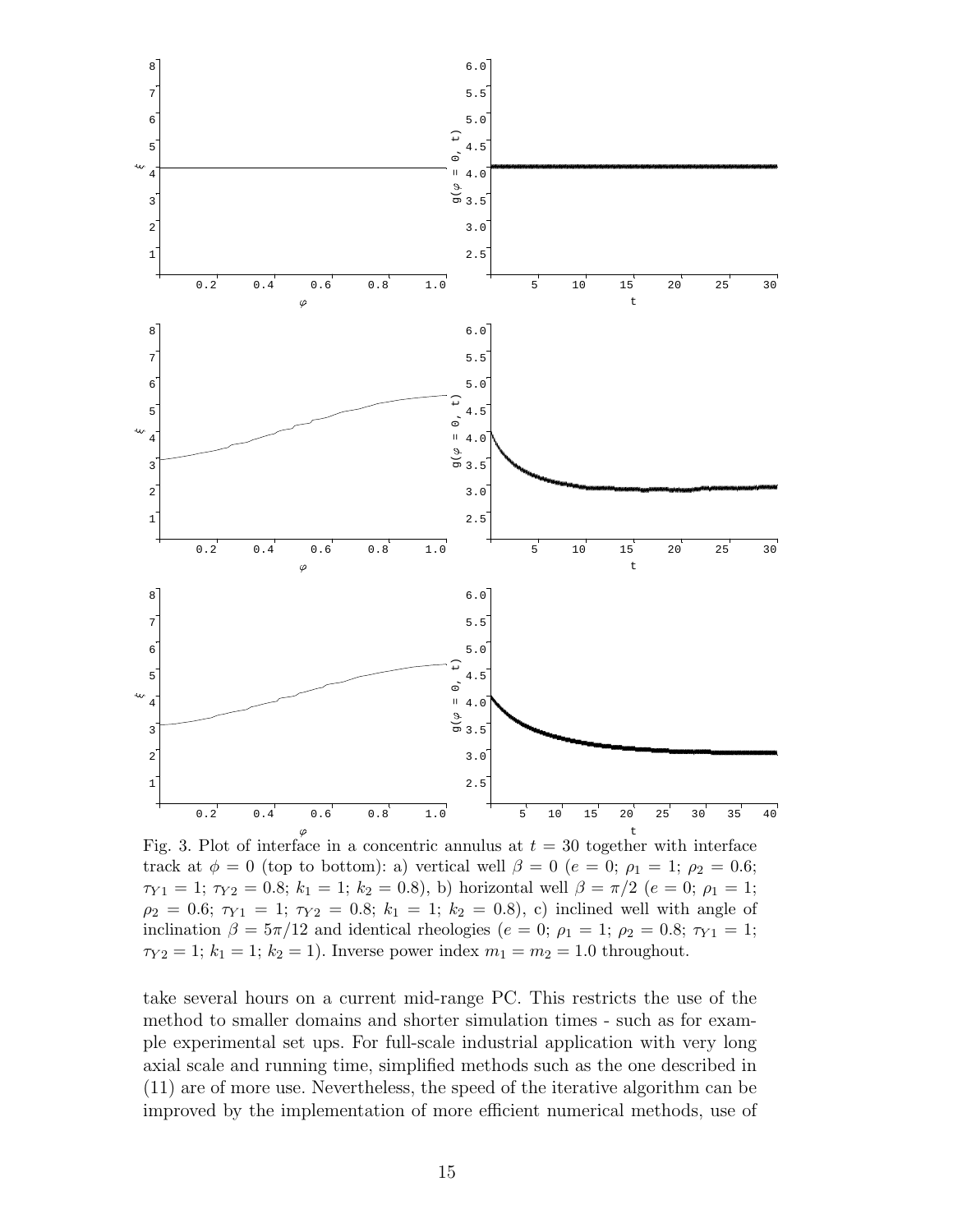Fig. 3. Plot of interface in a concentric annulus at $t = 30$ together with interface track at $\phi = 0$ (top to bottom): a) vertical well $\beta = 0$ ($e = 0$; $\rho_1 = 1$; $\rho_2 = 0.6$; $\tau_{Y1} = 1$; $\tau_{Y2} = 0.8$; $k_1 = 1$; $k_2 = 0.8$), b) horizontal well $\beta = \pi/2$ ($e = 0$; $\rho_1 = 1$; $\rho_2 = 0.6$; $\tau_{Y1} = 1$; $\tau_{Y2} = 0.8$; $k_1 = 1$; $k_2 = 0.8$), c) inclined well with angle of inclination $\beta = 5\pi/12$ and identical rheologies ($e = 0$; $\rho_1 = 1$; $\rho_2 = 0.8$; $\tau_{Y1} = 1$; $\tau_{Y2} = 1$; $k_1 = 1$; $k_2 = 1$). Inverse power index $m_1 = m_2 = 1.0$ throughout.

take several hours on a current mid-range PC. This restricts the use of the method to smaller domains and shorter simulation times - such as for example experimental set ups. For full-scale industrial application with very long axial scale and running time, simplified methods such as the one described in (11) are of more use. Nevertheless, the speed of the iterative algorithm can be improved by the implementation of more efficient numerical methods, use of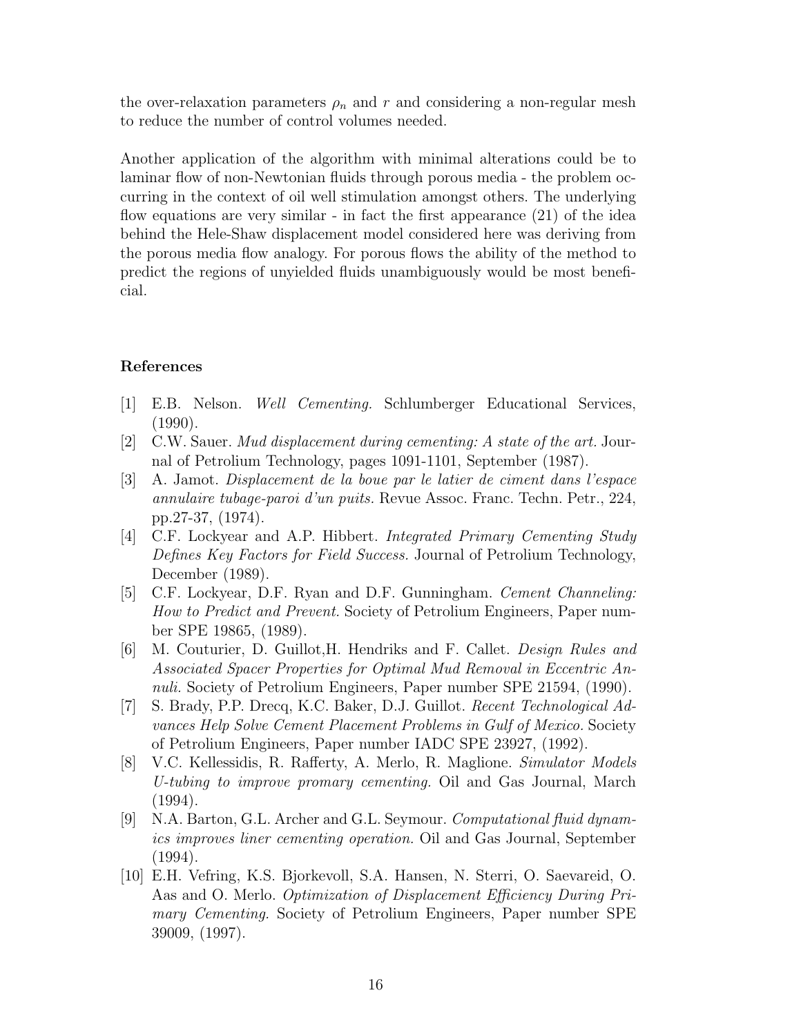the over-relaxation parameters $\rho_n$ and $r$ and considering a non-regular mesh to reduce the number of control volumes needed.

Another application of the algorithm with minimal alterations could be to laminar flow of non-Newtonian fluids through porous media - the problem occurring in the context of oil well stimulation amongst others. The underlying flow equations are very similar - in fact the first appearance (21) of the idea behind the Hele-Shaw displacement model considered here was deriving from the porous media flow analogy. For porous flows the ability of the method to predict the regions of unyielded fluids unambiguously would be most beneficial.

## References

[1] E.B. Nelson. *Well Cementing.* Schlumberger Educational Services, (1990).

[2] C.W. Sauer. *Mud displacement during cementing: A state of the art.* Journal of Petrolium Technology, pages 1091-1101, September (1987).

[3] A. Jamot. *Displacement de la boue par le latier de ciment dans l'espace annulaire tubage-paroi d'un puits.* Revue Assoc. Franc. Techn. Petr., 224, pp.27-37, (1974).

[4] C.F. Lockyear and A.P. Hibbert. *Integrated Primary Cementing Study Defines Key Factors for Field Success.* Journal of Petrolium Technology, December (1989).

[5] C.F. Lockyear, D.F. Ryan and D.F. Gunningham. *Cement Channeling: How to Predict and Prevent.* Society of Petrolium Engineers, Paper number SPE 19865, (1989).

[6] M. Couturier, D. Guillot,H. Hendriks and F. Callet. *Design Rules and Associated Spacer Properties for Optimal Mud Removal in Eccentric Annuli.* Society of Petrolium Engineers, Paper number SPE 21594, (1990).

[7] S. Brady, P.P. Drecq, K.C. Baker, D.J. Guillot. *Recent Technological Advances Help Solve Cement Placement Problems in Gulf of Mexico.* Society of Petrolium Engineers, Paper number IADC SPE 23927, (1992).

[8] V.C. Kellessidis, R. Rafferty, A. Merlo, R. Maglione. *Simulator Models U-tubing to improve promary cementing.* Oil and Gas Journal, March (1994).

[9] N.A. Barton, G.L. Archer and G.L. Seymour. *Computational fluid dynamics improves liner cementing operation.* Oil and Gas Journal, September (1994).

[10] E.H. Vefring, K.S. Bjorkevoll, S.A. Hansen, N. Sterri, O. Saevareid, O. Aas and O. Merlo. *Optimization of Displacement Efficiency During Primary Cementing.* Society of Petrolium Engineers, Paper number SPE 39009, (1997).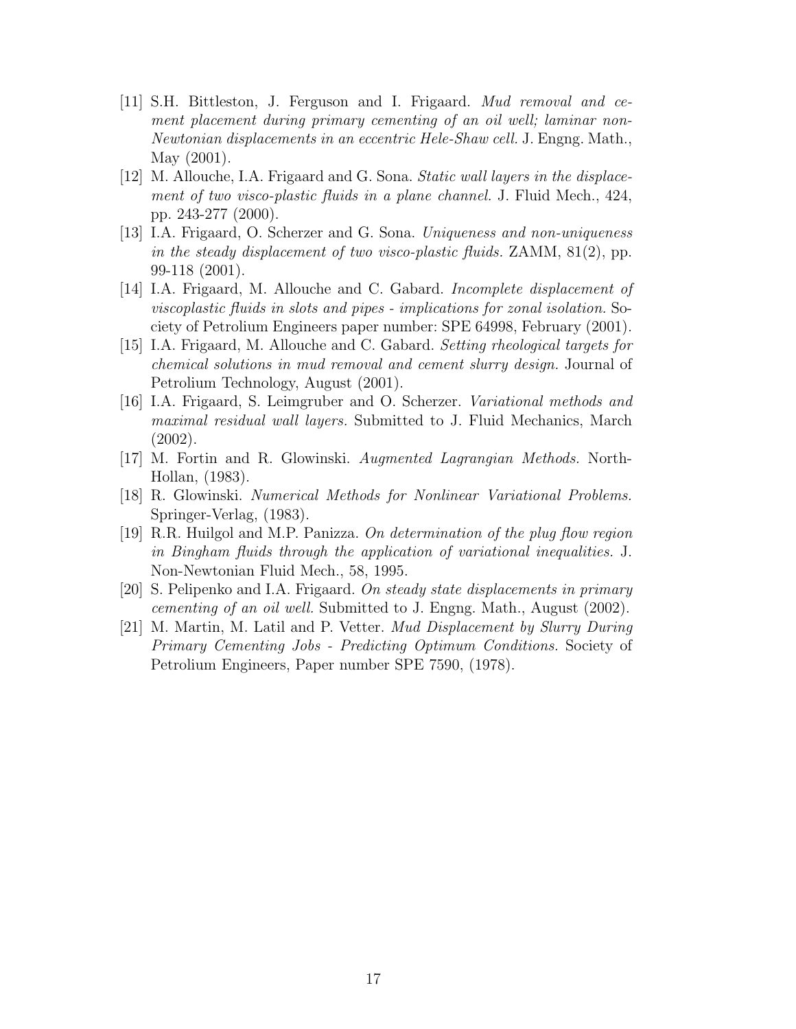[11] S.H. Bittleston, J. Ferguson and I. Frigaard. *Mud removal and cement placement during primary cementing of an oil well; laminar non-Newtonian displacements in an eccentric Hele-Shaw cell.* J. Engng. Math., May (2001).

[12] M. Allouche, I.A. Frigaard and G. Sona. *Static wall layers in the displacement of two visco-plastic fluids in a plane channel.* J. Fluid Mech., 424, pp. 243-277 (2000).

[13] I.A. Frigaard, O. Scherzer and G. Sona. *Uniqueness and non-uniqueness in the steady displacement of two visco-plastic fluids.* ZAMM, 81(2), pp. 99-118 (2001).

[14] I.A. Frigaard, M. Allouche and C. Gabard. *Incomplete displacement of viscoplastic fluids in slots and pipes - implications for zonal isolation.* Society of Petrolium Engineers paper number: SPE 64998, February (2001).

[15] I.A. Frigaard, M. Allouche and C. Gabard. *Setting rheological targets for chemical solutions in mud removal and cement slurry design.* Journal of Petrolium Technology, August (2001).

[16] I.A. Frigaard, S. Leimgruber and O. Scherzer. *Variational methods and maximal residual wall layers.* Submitted to J. Fluid Mechanics, March (2002).

[17] M. Fortin and R. Glowinski. *Augmented Lagrangian Methods.* North-Hollan, (1983).

[18] R. Glowinski. *Numerical Methods for Nonlinear Variational Problems.* Springer-Verlag, (1983).

[19] R.R. Huilgol and M.P. Panizza. *On determination of the plug flow region in Bingham fluids through the application of variational inequalities.* J. Non-Newtonian Fluid Mech., 58, 1995.

[20] S. Pelipenko and I.A. Frigaard. *On steady state displacements in primary cementing of an oil well.* Submitted to J. Engng. Math., August (2002).

[21] M. Martin, M. Latil and P. Vetter. *Mud Displacement by Slurry During Primary Cementing Jobs - Predicting Optimum Conditions.* Society of Petrolium Engineers, Paper number SPE 7590, (1978).